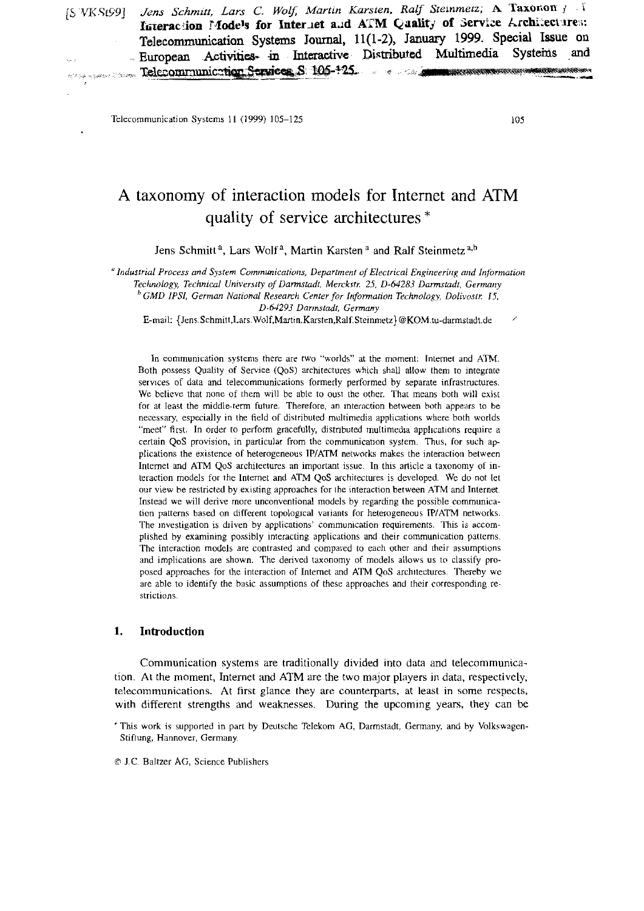[SWKSt99] *Jens Schmitt, Lars C. Wolf, Martin Karsten, Ralf Steinmetz;* **A Taxonomy of Interaction Models for Internet and ATM Quality of Service Architectures: Telecommunication Systems Journal, 11(1-2), January 1999. Special Issue on European Activities in Interactive Distributed Multimedia Systems and Telecommunication Services, S. 105-125.**

# A taxonomy of interaction models for Internet and ATM quality of service architectures *

Jens Schmitt [a], Lars Wolf [a], Martin Karsten [a] and Ralf Steinmetz [a,b]

[a] *Industrial Process and System Communications, Department of Electrical Engineering and Information Technology, Technical University of Darmstadt, Merckstr. 25, D-64283 Darmstadt, Germany*
[b] *GMD IPSI, German National Research Center for Information Technology, Dolivostr. 15, D-64293 Darmstadt, Germany*
E-mail: {Jens.Schmitt,Lars.Wolf,Martin.Karsten,Ralf.Steinmetz}@KOM.tu-darmstadt.de

In communication systems there are two "worlds" at the moment: Internet and ATM. Both possess Quality of Service (QoS) architectures which shall allow them to integrate services of data and telecommunications formerly performed by separate infrastructures. We believe that none of them will be able to oust the other. That means both will exist for at least the middle-term future. Therefore, an interaction between both appears to be necessary, especially in the field of distributed multimedia applications where both worlds "meet" first. In order to perform gracefully, distributed multimedia applications require a certain QoS provision, in particular from the communication system. Thus, for such applications the existence of heterogeneous IP/ATM networks makes the interaction between Internet and ATM QoS architectures an important issue. In this article a taxonomy of interaction models for the Internet and ATM QoS architectures is developed. We do not let our view be restricted by existing approaches for the interaction between ATM and Internet. Instead we will derive more unconventional models by regarding the possible communication patterns based on different topological variants for heterogeneous IP/ATM networks. The investigation is driven by applications' communication requirements. This is accomplished by examining possibly interacting applications and their communication patterns. The interaction models are contrasted and compared to each other and their assumptions and implications are shown. The derived taxonomy of models allows us to classify proposed approaches for the interaction of Internet and ATM QoS architectures. Thereby we are able to identify the basic assumptions of these approaches and their corresponding restrictions.

## 1. Introduction

Communication systems are traditionally divided into data and telecommunication. At the moment, Internet and ATM are the two major players in data, respectively, telecommunications. At first glance they are counterparts, at least in some respects, with different strengths and weaknesses. During the upcoming years, they can be

* This work is supported in part by Deutsche Telekom AG, Darmstadt, Germany, and by Volkswagen-Stiftung, Hannover, Germany.

© J.C. Baltzer AG, Science Publishers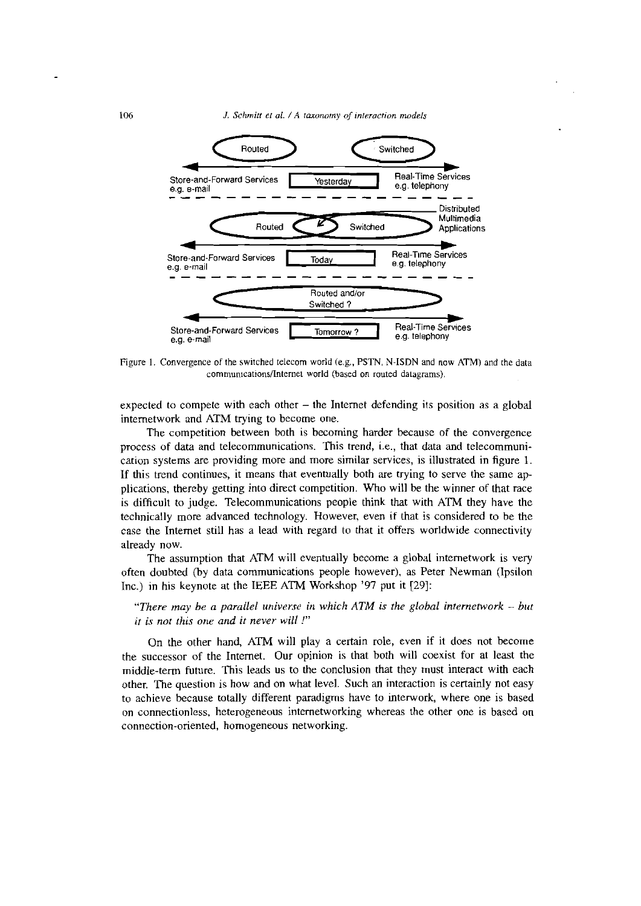Figure 1. Convergence of the switched telecom world (e.g., PSTN, N-ISDN and now ATM) and the data communications/Internet world (based on routed datagrams).

expected to compete with each other – the Internet defending its position as a global internetwork and ATM trying to become one.

The competition between both is becoming harder because of the convergence process of data and telecommunications. This trend, i.e., that data and telecommunication systems are providing more and more similar services, is illustrated in figure 1. If this trend continues, it means that eventually both are trying to serve the same applications, thereby getting into direct competition. Who will be the winner of that race is difficult to judge. Telecommunications people think that with ATM they have the technically more advanced technology. However, even if that is considered to be the case the Internet still has a lead with regard to that it offers worldwide connectivity already now.

The assumption that ATM will eventually become a global internetwork is very often doubted (by data communications people however), as Peter Newman (Ipsilon Inc.) in his keynote at the IEEE ATM Workshop '97 put it [29]:

*"There may be a parallel universe in which ATM is the global internetwork – but it is not this one and it never will !"*

On the other hand, ATM will play a certain role, even if it does not become the successor of the Internet. Our opinion is that both will coexist for at least the middle-term future. This leads us to the conclusion that they must interact with each other. The question is how and on what level. Such an interaction is certainly not easy to achieve because totally different paradigms have to interwork, where one is based on connectionless, heterogeneous internetworking whereas the other one is based on connection-oriented, homogeneous networking.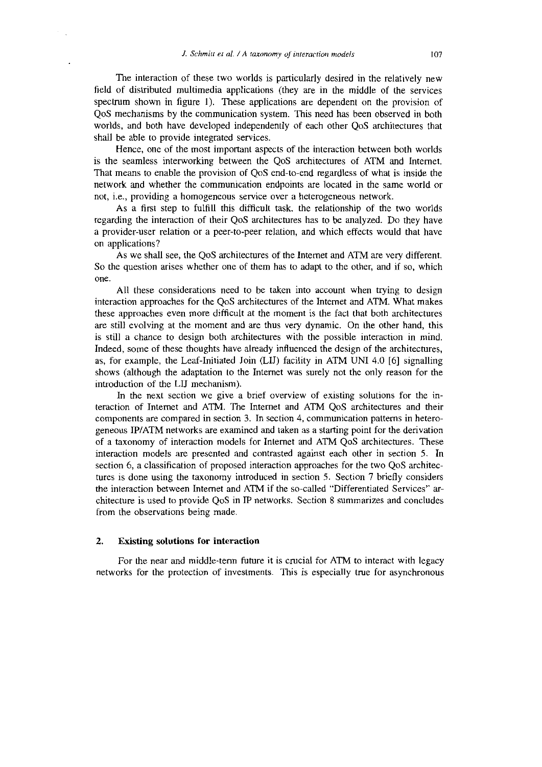The interaction of these two worlds is particularly desired in the relatively new field of distributed multimedia applications (they are in the middle of the services spectrum shown in figure 1). These applications are dependent on the provision of QoS mechanisms by the communication system. This need has been observed in both worlds, and both have developed independently of each other QoS architectures that shall be able to provide integrated services.

Hence, one of the most important aspects of the interaction between both worlds is the seamless interworking between the QoS architectures of ATM and Internet. That means to enable the provision of QoS end-to-end regardless of what is inside the network and whether the communication endpoints are located in the same world or not, i.e., providing a homogeneous service over a heterogeneous network.

As a first step to fulfill this difficult task, the relationship of the two worlds regarding the interaction of their QoS architectures has to be analyzed. Do they have a provider-user relation or a peer-to-peer relation, and which effects would that have on applications?

As we shall see, the QoS architectures of the Internet and ATM are very different. So the question arises whether one of them has to adapt to the other, and if so, which one.

All these considerations need to be taken into account when trying to design interaction approaches for the QoS architectures of the Internet and ATM. What makes these approaches even more difficult at the moment is the fact that both architectures are still evolving at the moment and are thus very dynamic. On the other hand, this is still a chance to design both architectures with the possible interaction in mind. Indeed, some of these thoughts have already influenced the design of the architectures, as, for example, the Leaf-Initiated Join (LIJ) facility in ATM UNI 4.0 [6] signalling shows (although the adaptation to the Internet was surely not the only reason for the introduction of the LIJ mechanism).

In the next section we give a brief overview of existing solutions for the interaction of Internet and ATM. The Internet and ATM QoS architectures and their components are compared in section 3. In section 4, communication patterns in heterogeneous IP/ATM networks are examined and taken as a starting point for the derivation of a taxonomy of interaction models for Internet and ATM QoS architectures. These interaction models are presented and contrasted against each other in section 5. In section 6, a classification of proposed interaction approaches for the two QoS architectures is done using the taxonomy introduced in section 5. Section 7 briefly considers the interaction between Internet and ATM if the so-called "Differentiated Services" architecture is used to provide QoS in IP networks. Section 8 summarizes and concludes from the observations being made.

## 2. Existing solutions for interaction

For the near and middle-term future it is crucial for ATM to interact with legacy networks for the protection of investments. This is especially true for asynchronous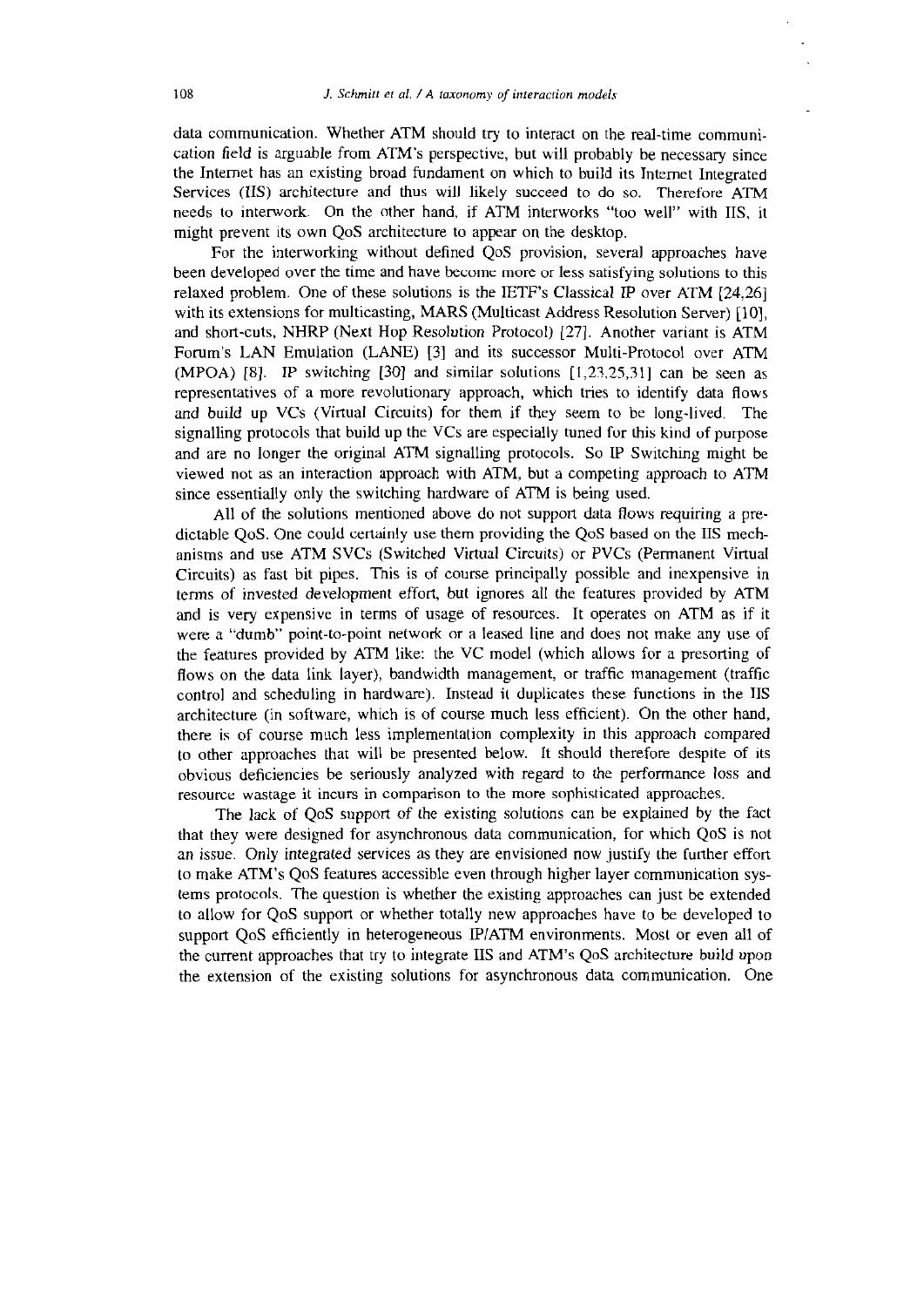data communication. Whether ATM should try to interact on the real-time communication field is arguable from ATM's perspective, but will probably be necessary since the Internet has an existing broad fundament on which to build its Internet Integrated Services (IIS) architecture and thus will likely succeed to do so. Therefore ATM needs to interwork. On the other hand, if ATM interworks "too well" with IIS, it might prevent its own QoS architecture to appear on the desktop.

For the interworking without defined QoS provision, several approaches have been developed over the time and have become more or less satisfying solutions to this relaxed problem. One of these solutions is the IETF's Classical IP over ATM [24,26] with its extensions for multicasting, MARS (Multicast Address Resolution Server) [10], and short-cuts, NHRP (Next Hop Resolution Protocol) [27]. Another variant is ATM Forum's LAN Emulation (LANE) [3] and its successor Multi-Protocol over ATM (MPOA) [8]. IP switching [30] and similar solutions [1,23,25,31] can be seen as representatives of a more revolutionary approach, which tries to identify data flows and build up VCs (Virtual Circuits) for them if they seem to be long-lived. The signalling protocols that build up the VCs are especially tuned for this kind of purpose and are no longer the original ATM signalling protocols. So IP Switching might be viewed not as an interaction approach with ATM, but a competing approach to ATM since essentially only the switching hardware of ATM is being used.

All of the solutions mentioned above do not support data flows requiring a predictable QoS. One could certainly use them providing the QoS based on the IIS mechanisms and use ATM SVCs (Switched Virtual Circuits) or PVCs (Permanent Virtual Circuits) as fast bit pipes. This is of course principally possible and inexpensive in terms of invested development effort, but ignores all the features provided by ATM and is very expensive in terms of usage of resources. It operates on ATM as if it were a "dumb" point-to-point network or a leased line and does not make any use of the features provided by ATM like: the VC model (which allows for a presorting of flows on the data link layer), bandwidth management, or traffic management (traffic control and scheduling in hardware). Instead it duplicates these functions in the IIS architecture (in software, which is of course much less efficient). On the other hand, there is of course much less implementation complexity in this approach compared to other approaches that will be presented below. It should therefore despite of its obvious deficiencies be seriously analyzed with regard to the performance loss and resource wastage it incurs in comparison to the more sophisticated approaches.

The lack of QoS support of the existing solutions can be explained by the fact that they were designed for asynchronous data communication, for which QoS is not an issue. Only integrated services as they are envisioned now justify the further effort to make ATM's QoS features accessible even through higher layer communication systems protocols. The question is whether the existing approaches can just be extended to allow for QoS support or whether totally new approaches have to be developed to support QoS efficiently in heterogeneous IP/ATM environments. Most or even all of the current approaches that try to integrate IIS and ATM's QoS architecture build upon the extension of the existing solutions for asynchronous data communication. One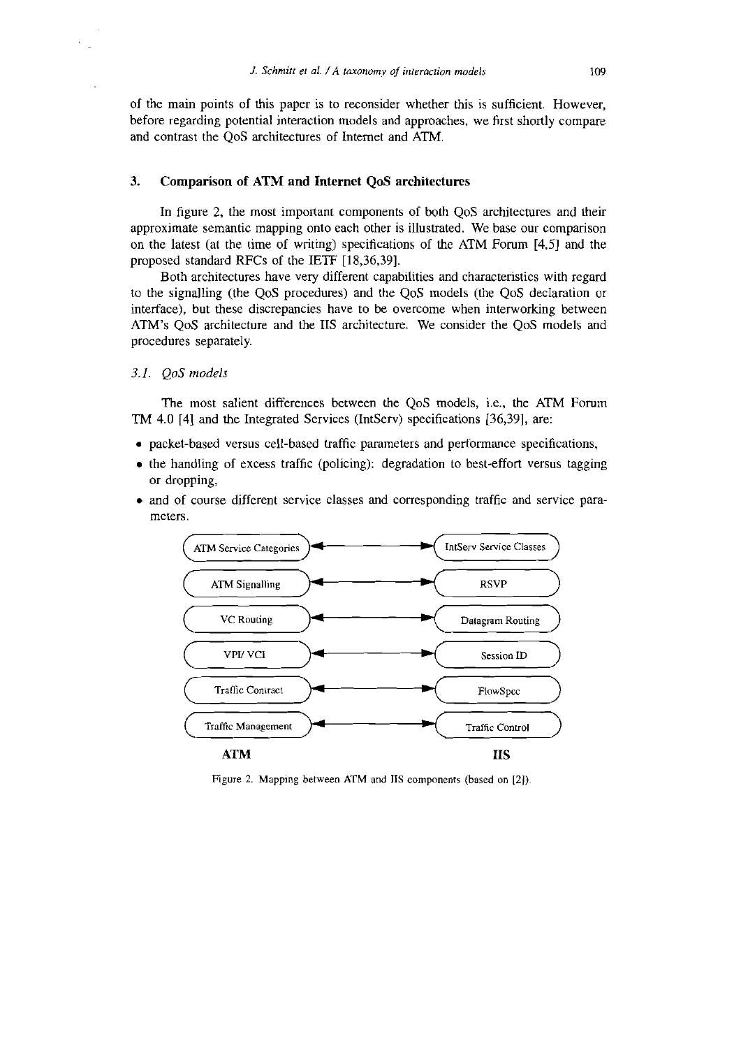of the main points of this paper is to reconsider whether this is sufficient. However, before regarding potential interaction models and approaches, we first shortly compare and contrast the QoS architectures of Internet and ATM.

## 3. Comparison of ATM and Internet QoS architectures

In figure 2, the most important components of both QoS architectures and their approximate semantic mapping onto each other is illustrated. We base our comparison on the latest (at the time of writing) specifications of the ATM Forum [4,5] and the proposed standard RFCs of the IETF [18,36,39].

Both architectures have very different capabilities and characteristics with regard to the signalling (the QoS procedures) and the QoS models (the QoS declaration or interface), but these discrepancies have to be overcome when interworking between ATM's QoS architecture and the IIS architecture. We consider the QoS models and procedures separately.

### *3.1. QoS models*

The most salient differences between the QoS models, i.e., the ATM Forum TM 4.0 [4] and the Integrated Services (IntServ) specifications [36,39], are:

- packet-based versus cell-based traffic parameters and performance specifications,
- the handling of excess traffic (policing): degradation to best-effort versus tagging or dropping,
- and of course different service classes and corresponding traffic and service parameters.

| ATM | | IIS |
|---|---|---|
| ATM Service Categories | ↔ | IntServ Service Classes |
| ATM Signalling | ↔ | RSVP |
| VC Routing | ↔ | Datagram Routing |
| VPI/ VCI | ↔ | Session ID |
| Traffic Contract | ↔ | FlowSpec |
| Traffic Management | ↔ | Traffic Control |

Figure 2. Mapping between ATM and IIS components (based on [2]).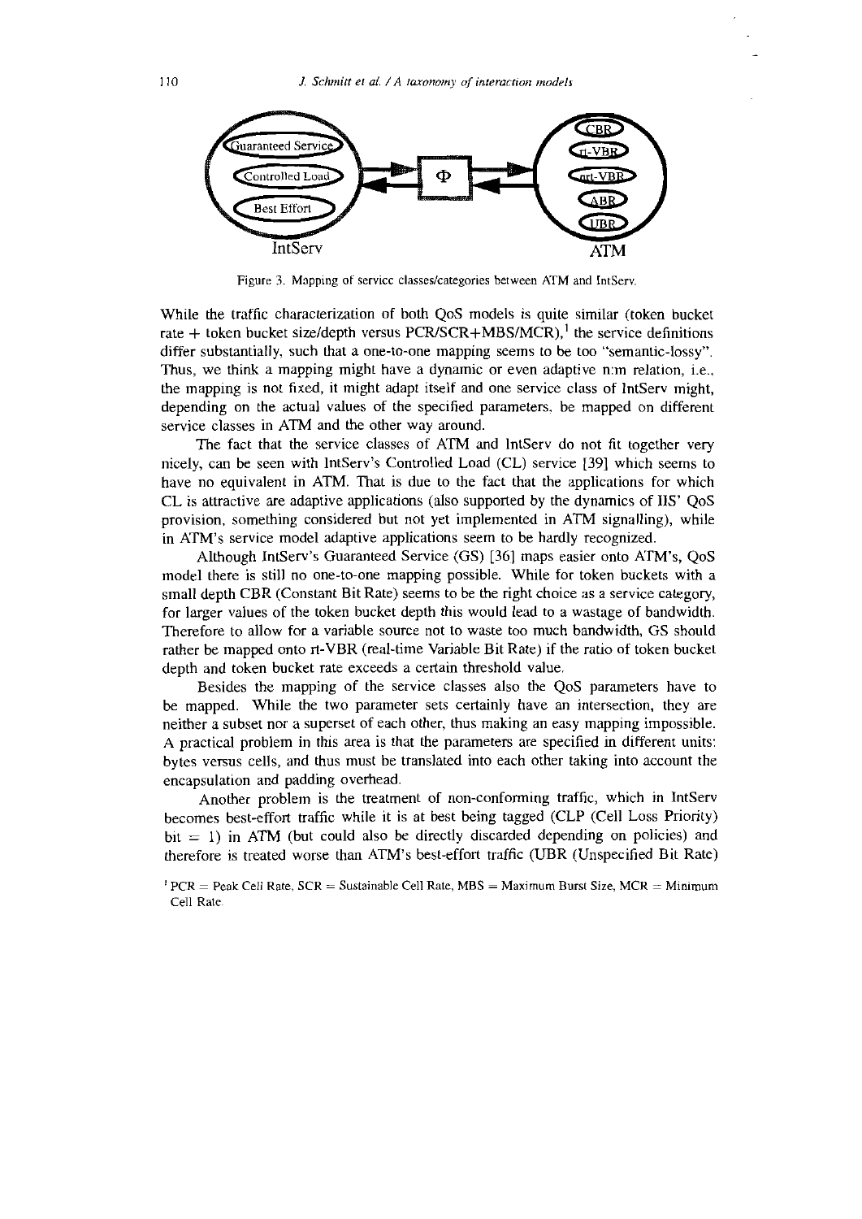Figure 3. Mapping of service classes/categories between ATM and IntServ.

While the traffic characterization of both QoS models is quite similar (token bucket rate + token bucket size/depth versus PCR/SCR+MBS/MCR),[1] the service definitions differ substantially, such that a one-to-one mapping seems to be too "semantic-lossy". Thus, we think a mapping might have a dynamic or even adaptive n:m relation, i.e., the mapping is not fixed, it might adapt itself and one service class of IntServ might, depending on the actual values of the specified parameters, be mapped on different service classes in ATM and the other way around.

The fact that the service classes of ATM and IntServ do not fit together very nicely, can be seen with IntServ's Controlled Load (CL) service [39] which seems to have no equivalent in ATM. That is due to the fact that the applications for which CL is attractive are adaptive applications (also supported by the dynamics of IIS' QoS provision, something considered but not yet implemented in ATM signalling), while in ATM's service model adaptive applications seem to be hardly recognized.

Although IntServ's Guaranteed Service (GS) [36] maps easier onto ATM's, QoS model there is still no one-to-one mapping possible. While for token buckets with a small depth CBR (Constant Bit Rate) seems to be the right choice as a service category, for larger values of the token bucket depth this would lead to a wastage of bandwidth. Therefore to allow for a variable source not to waste too much bandwidth, GS should rather be mapped onto rt-VBR (real-time Variable Bit Rate) if the ratio of token bucket depth and token bucket rate exceeds a certain threshold value.

Besides the mapping of the service classes also the QoS parameters have to be mapped. While the two parameter sets certainly have an intersection, they are neither a subset nor a superset of each other, thus making an easy mapping impossible. A practical problem in this area is that the parameters are specified in different units: bytes versus cells, and thus must be translated into each other taking into account the encapsulation and padding overhead.

Another problem is the treatment of non-conforming traffic, which in IntServ becomes best-effort traffic while it is at best being tagged (CLP (Cell Loss Priority) bit = 1) in ATM (but could also be directly discarded depending on policies) and therefore is treated worse than ATM's best-effort traffic (UBR (Unspecified Bit Rate)

[1] PCR = Peak Cell Rate, SCR = Sustainable Cell Rate, MBS = Maximum Burst Size, MCR = Minimum Cell Rate.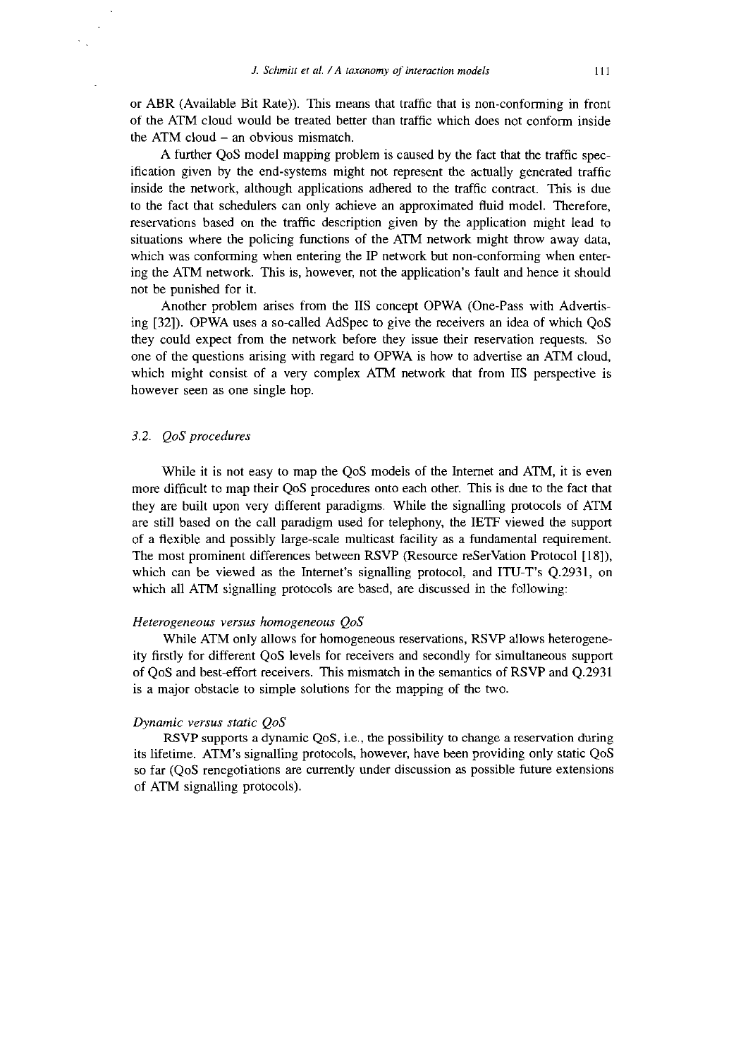or ABR (Available Bit Rate)). This means that traffic that is non-conforming in front of the ATM cloud would be treated better than traffic which does not conform inside the ATM cloud – an obvious mismatch.

A further QoS model mapping problem is caused by the fact that the traffic specification given by the end-systems might not represent the actually generated traffic inside the network, although applications adhered to the traffic contract. This is due to the fact that schedulers can only achieve an approximated fluid model. Therefore, reservations based on the traffic description given by the application might lead to situations where the policing functions of the ATM network might throw away data, which was conforming when entering the IP network but non-conforming when entering the ATM network. This is, however, not the application's fault and hence it should not be punished for it.

Another problem arises from the IIS concept OPWA (One-Pass with Advertising [32]). OPWA uses a so-called AdSpec to give the receivers an idea of which QoS they could expect from the network before they issue their reservation requests. So one of the questions arising with regard to OPWA is how to advertise an ATM cloud, which might consist of a very complex ATM network that from IIS perspective is however seen as one single hop.

### 3.2. *QoS procedures*

While it is not easy to map the QoS models of the Internet and ATM, it is even more difficult to map their QoS procedures onto each other. This is due to the fact that they are built upon very different paradigms. While the signalling protocols of ATM are still based on the call paradigm used for telephony, the IETF viewed the support of a flexible and possibly large-scale multicast facility as a fundamental requirement. The most prominent differences between RSVP (Resource reSerVation Protocol [18]), which can be viewed as the Internet's signalling protocol, and ITU-T's Q.2931, on which all ATM signalling protocols are based, are discussed in the following:

*Heterogeneous versus homogeneous QoS*

While ATM only allows for homogeneous reservations, RSVP allows heterogeneity firstly for different QoS levels for receivers and secondly for simultaneous support of QoS and best-effort receivers. This mismatch in the semantics of RSVP and Q.2931 is a major obstacle to simple solutions for the mapping of the two.

*Dynamic versus static QoS*

RSVP supports a dynamic QoS, i.e., the possibility to change a reservation during its lifetime. ATM's signalling protocols, however, have been providing only static QoS so far (QoS renegotiations are currently under discussion as possible future extensions of ATM signalling protocols).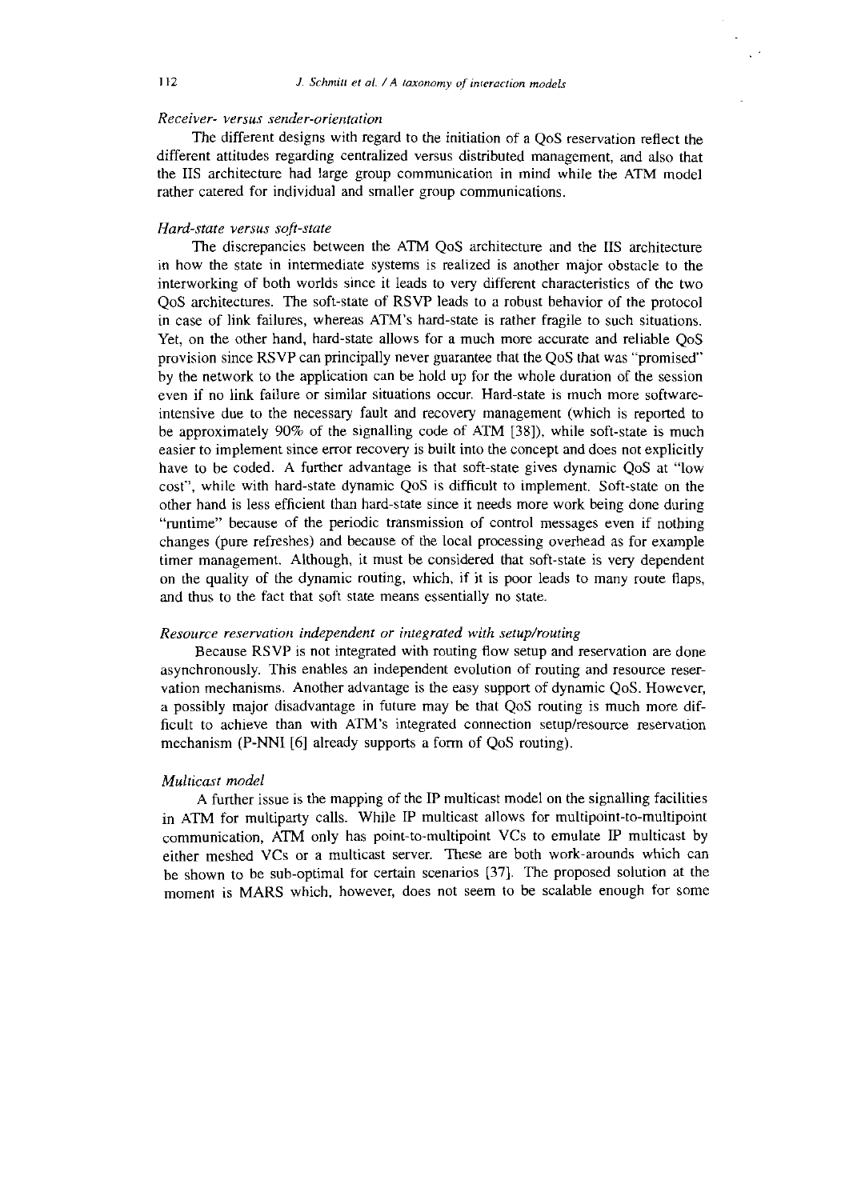*Receiver- versus sender-orientation*

The different designs with regard to the initiation of a QoS reservation reflect the different attitudes regarding centralized versus distributed management, and also that the IIS architecture had large group communication in mind while the ATM model rather catered for individual and smaller group communications.

*Hard-state versus soft-state*

The discrepancies between the ATM QoS architecture and the IIS architecture in how the state in intermediate systems is realized is another major obstacle to the interworking of both worlds since it leads to very different characteristics of the two QoS architectures. The soft-state of RSVP leads to a robust behavior of the protocol in case of link failures, whereas ATM's hard-state is rather fragile to such situations. Yet, on the other hand, hard-state allows for a much more accurate and reliable QoS provision since RSVP can principally never guarantee that the QoS that was "promised" by the network to the application can be hold up for the whole duration of the session even if no link failure or similar situations occur. Hard-state is much more software-intensive due to the necessary fault and recovery management (which is reported to be approximately 90% of the signalling code of ATM [38]), while soft-state is much easier to implement since error recovery is built into the concept and does not explicitly have to be coded. A further advantage is that soft-state gives dynamic QoS at "low cost", while with hard-state dynamic QoS is difficult to implement. Soft-state on the other hand is less efficient than hard-state since it needs more work being done during "runtime" because of the periodic transmission of control messages even if nothing changes (pure refreshes) and because of the local processing overhead as for example timer management. Although, it must be considered that soft-state is very dependent on the quality of the dynamic routing, which, if it is poor leads to many route flaps, and thus to the fact that soft state means essentially no state.

*Resource reservation independent or integrated with setup/routing*

Because RSVP is not integrated with routing flow setup and reservation are done asynchronously. This enables an independent evolution of routing and resource reservation mechanisms. Another advantage is the easy support of dynamic QoS. However, a possibly major disadvantage in future may be that QoS routing is much more difficult to achieve than with ATM's integrated connection setup/resource reservation mechanism (P-NNI [6] already supports a form of QoS routing).

*Multicast model*

A further issue is the mapping of the IP multicast model on the signalling facilities in ATM for multiparty calls. While IP multicast allows for multipoint-to-multipoint communication, ATM only has point-to-multipoint VCs to emulate IP multicast by either meshed VCs or a multicast server. These are both work-arounds which can be shown to be sub-optimal for certain scenarios [37]. The proposed solution at the moment is MARS which, however, does not seem to be scalable enough for some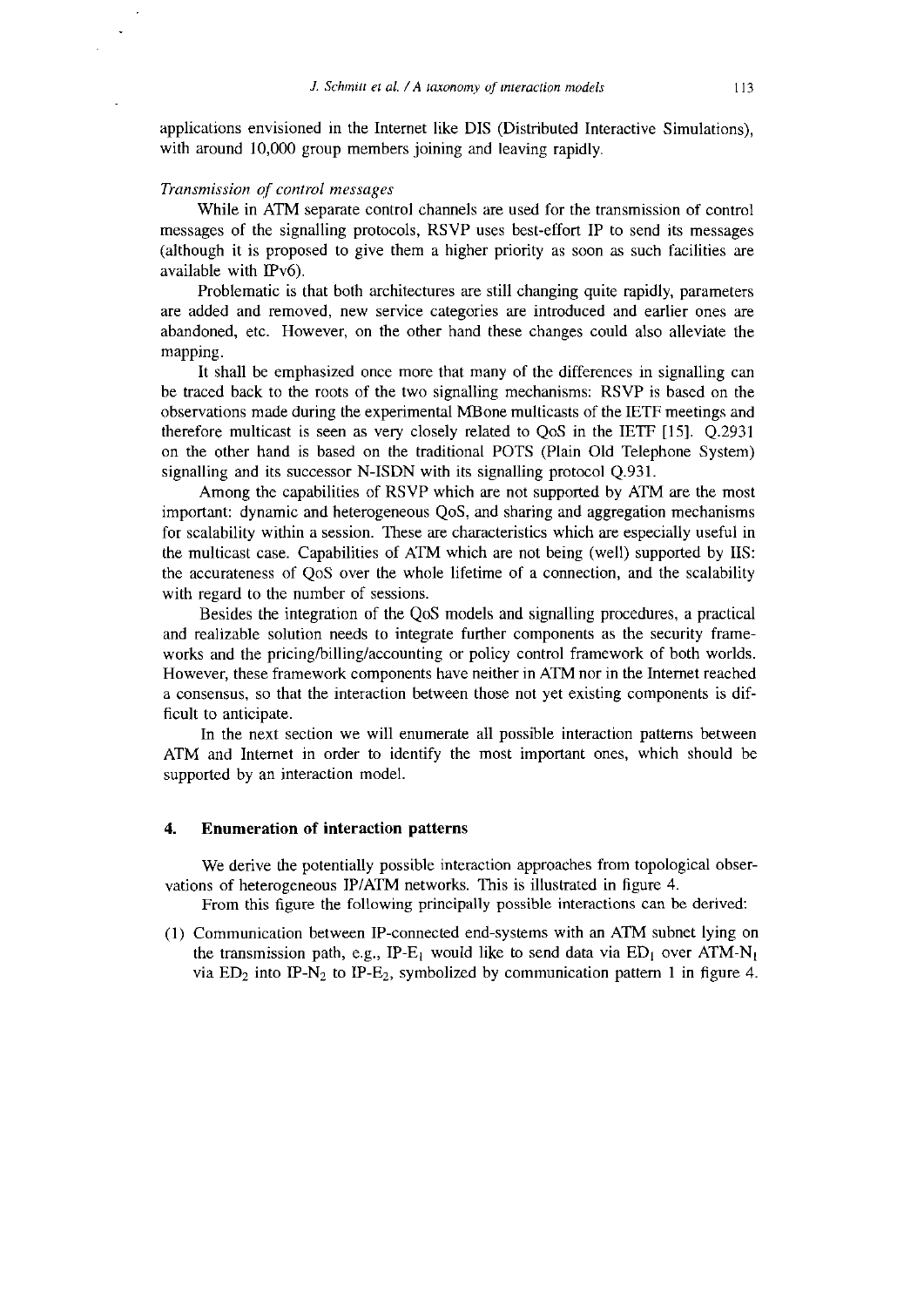applications envisioned in the Internet like DIS (Distributed Interactive Simulations), with around 10,000 group members joining and leaving rapidly.

*Transmission of control messages*

While in ATM separate control channels are used for the transmission of control messages of the signalling protocols, RSVP uses best-effort IP to send its messages (although it is proposed to give them a higher priority as soon as such facilities are available with IPv6).

Problematic is that both architectures are still changing quite rapidly, parameters are added and removed, new service categories are introduced and earlier ones are abandoned, etc. However, on the other hand these changes could also alleviate the mapping.

It shall be emphasized once more that many of the differences in signalling can be traced back to the roots of the two signalling mechanisms: RSVP is based on the observations made during the experimental MBone multicasts of the IETF meetings and therefore multicast is seen as very closely related to QoS in the IETF [15]. Q.2931 on the other hand is based on the traditional POTS (Plain Old Telephone System) signalling and its successor N-ISDN with its signalling protocol Q.931.

Among the capabilities of RSVP which are not supported by ATM are the most important: dynamic and heterogeneous QoS, and sharing and aggregation mechanisms for scalability within a session. These are characteristics which are especially useful in the multicast case. Capabilities of ATM which are not being (well) supported by IIS: the accurateness of QoS over the whole lifetime of a connection, and the scalability with regard to the number of sessions.

Besides the integration of the QoS models and signalling procedures, a practical and realizable solution needs to integrate further components as the security frameworks and the pricing/billing/accounting or policy control framework of both worlds. However, these framework components have neither in ATM nor in the Internet reached a consensus, so that the interaction between those not yet existing components is difficult to anticipate.

In the next section we will enumerate all possible interaction patterns between ATM and Internet in order to identify the most important ones, which should be supported by an interaction model.

## 4. Enumeration of interaction patterns

We derive the potentially possible interaction approaches from topological observations of heterogeneous IP/ATM networks. This is illustrated in figure 4.

From this figure the following principally possible interactions can be derived:

(1) Communication between IP-connected end-systems with an ATM subnet lying on the transmission path, e.g., IP-$E_1$ would like to send data via $ED_1$ over ATM-$N_1$ via $ED_2$ into IP-$N_2$ to IP-$E_2$, symbolized by communication pattern 1 in figure 4.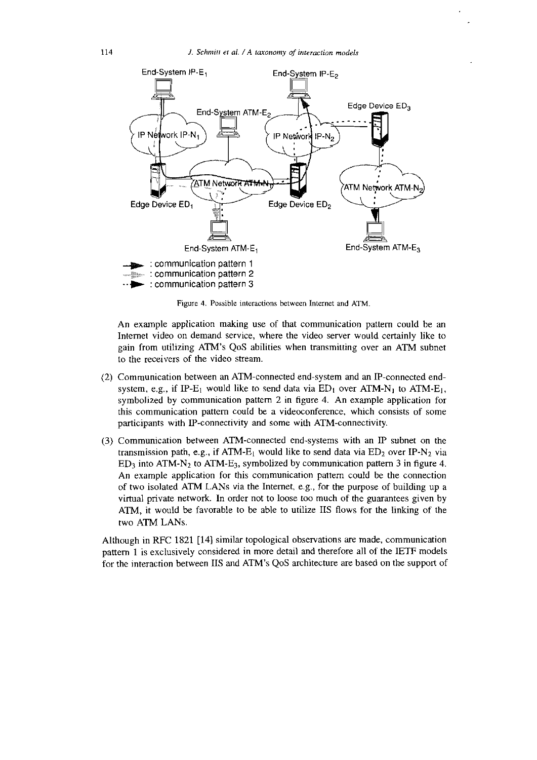Figure 4. Possible interactions between Internet and ATM.

An example application making use of that communication pattern could be an Internet video on demand service, where the video server would certainly like to gain from utilizing ATM's QoS abilities when transmitting over an ATM subnet to the receivers of the video stream.

(2) Communication between an ATM-connected end-system and an IP-connected end-system, e.g., if IP-$E_1$ would like to send data via $ED_1$ over ATM-$N_1$ to ATM-$E_1$, symbolized by communication pattern 2 in figure 4. An example application for this communication pattern could be a videoconference, which consists of some participants with IP-connectivity and some with ATM-connectivity.

(3) Communication between ATM-connected end-systems with an IP subnet on the transmission path, e.g., if ATM-$E_1$ would like to send data via $ED_2$ over IP-$N_2$ via $ED_3$ into ATM-$N_2$ to ATM-$E_3$, symbolized by communication pattern 3 in figure 4. An example application for this communication pattern could be the connection of two isolated ATM LANs via the Internet, e.g., for the purpose of building up a virtual private network. In order not to loose too much of the guarantees given by ATM, it would be favorable to be able to utilize IIS flows for the linking of the two ATM LANs.

Although in RFC 1821 [14] similar topological observations are made, communication pattern 1 is exclusively considered in more detail and therefore all of the IETF models for the interaction between IIS and ATM's QoS architecture are based on the support of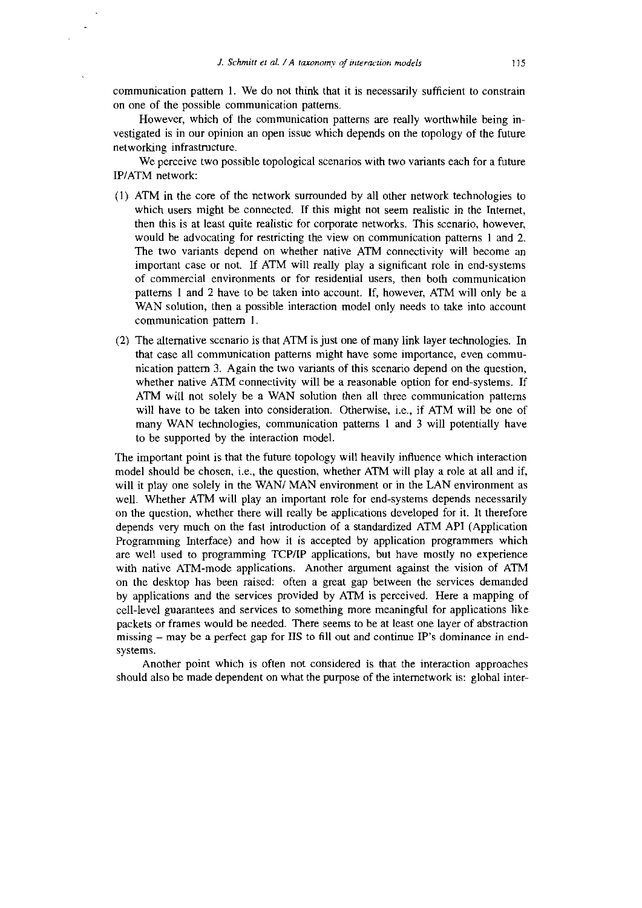communication pattern 1. We do not think that it is necessarily sufficient to constrain on one of the possible communication patterns.

However, which of the communication patterns are really worthwhile being investigated is in our opinion an open issue which depends on the topology of the future networking infrastructure.

We perceive two possible topological scenarios with two variants each for a future IP/ATM network:

(1) ATM in the core of the network surrounded by all other network technologies to which users might be connected. If this might not seem realistic in the Internet, then this is at least quite realistic for corporate networks. This scenario, however, would be advocating for restricting the view on communication patterns 1 and 2. The two variants depend on whether native ATM connectivity will become an important case or not. If ATM will really play a significant role in end-systems of commercial environments or for residential users, then both communication patterns 1 and 2 have to be taken into account. If, however, ATM will only be a WAN solution, then a possible interaction model only needs to take into account communication pattern 1.

(2) The alternative scenario is that ATM is just one of many link layer technologies. In that case all communication patterns might have some importance, even communication pattern 3. Again the two variants of this scenario depend on the question, whether native ATM connectivity will be a reasonable option for end-systems. If ATM will not solely be a WAN solution then all three communication patterns will have to be taken into consideration. Otherwise, i.e., if ATM will be one of many WAN technologies, communication patterns 1 and 3 will potentially have to be supported by the interaction model.

The important point is that the future topology will heavily influence which interaction model should be chosen, i.e., the question, whether ATM will play a role at all and if, will it play one solely in the WAN/ MAN environment or in the LAN environment as well. Whether ATM will play an important role for end-systems depends necessarily on the question, whether there will really be applications developed for it. It therefore depends very much on the fast introduction of a standardized ATM API (Application Programming Interface) and how it is accepted by application programmers which are well used to programming TCP/IP applications, but have mostly no experience with native ATM-mode applications. Another argument against the vision of ATM on the desktop has been raised: often a great gap between the services demanded by applications and the services provided by ATM is perceived. Here a mapping of cell-level guarantees and services to something more meaningful for applications like packets or frames would be needed. There seems to be at least one layer of abstraction missing – may be a perfect gap for IIS to fill out and continue IP's dominance in end-systems.

Another point which is often not considered is that the interaction approaches should also be made dependent on what the purpose of the internetwork is: global inter-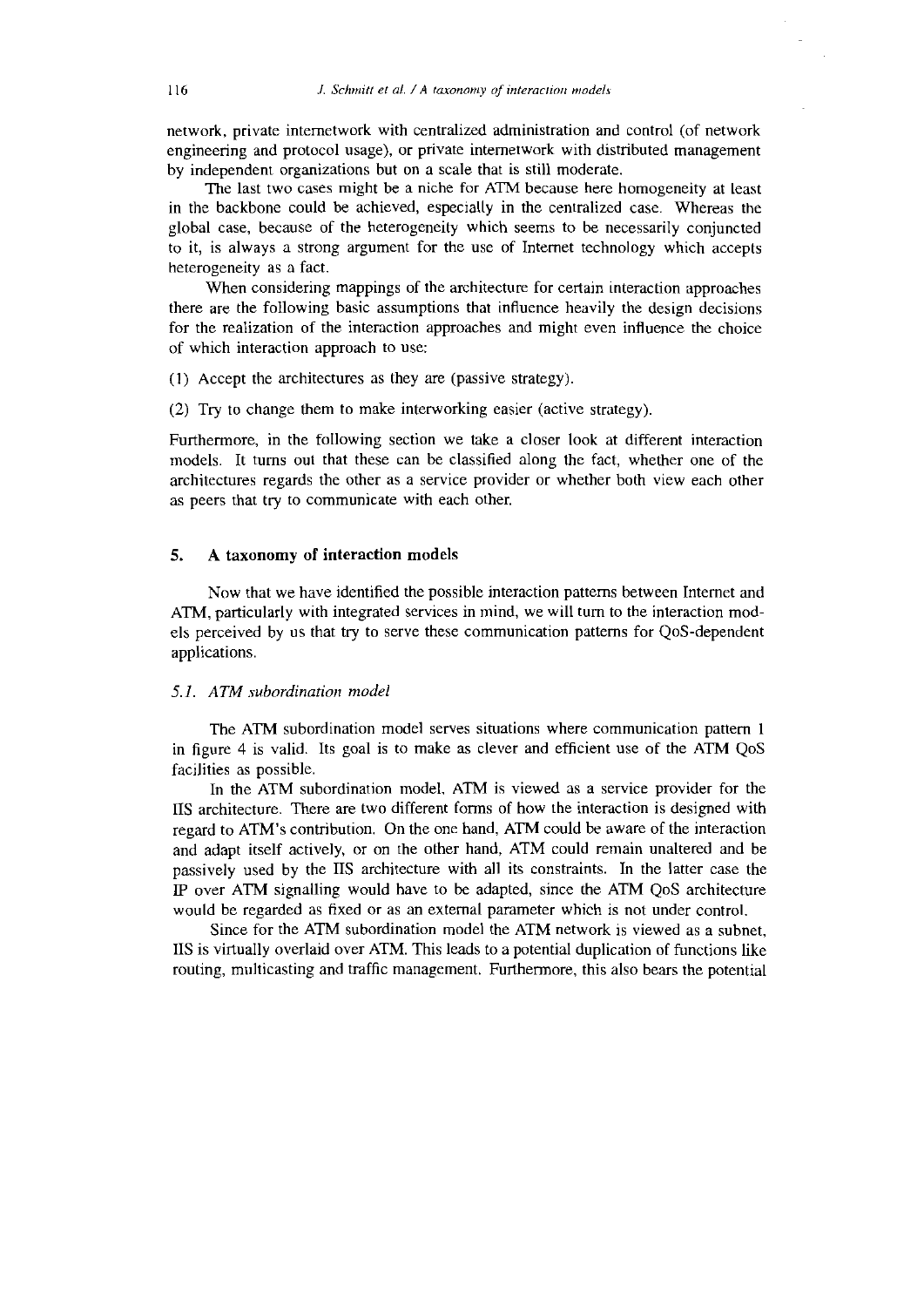network, private internetwork with centralized administration and control (of network engineering and protocol usage), or private internetwork with distributed management by independent organizations but on a scale that is still moderate.

The last two cases might be a niche for ATM because here homogeneity at least in the backbone could be achieved, especially in the centralized case. Whereas the global case, because of the heterogeneity which seems to be necessarily conjuncted to it, is always a strong argument for the use of Internet technology which accepts heterogeneity as a fact.

When considering mappings of the architecture for certain interaction approaches there are the following basic assumptions that influence heavily the design decisions for the realization of the interaction approaches and might even influence the choice of which interaction approach to use:

(1) Accept the architectures as they are (passive strategy).

(2) Try to change them to make interworking easier (active strategy).

Furthermore, in the following section we take a closer look at different interaction models. It turns out that these can be classified along the fact, whether one of the architectures regards the other as a service provider or whether both view each other as peers that try to communicate with each other.

## 5. A taxonomy of interaction models

Now that we have identified the possible interaction patterns between Internet and ATM, particularly with integrated services in mind, we will turn to the interaction models perceived by us that try to serve these communication patterns for QoS-dependent applications.

### *5.1. ATM subordination model*

The ATM subordination model serves situations where communication pattern 1 in figure 4 is valid. Its goal is to make as clever and efficient use of the ATM QoS facilities as possible.

In the ATM subordination model, ATM is viewed as a service provider for the IIS architecture. There are two different forms of how the interaction is designed with regard to ATM's contribution. On the one hand, ATM could be aware of the interaction and adapt itself actively, or on the other hand, ATM could remain unaltered and be passively used by the IIS architecture with all its constraints. In the latter case the IP over ATM signalling would have to be adapted, since the ATM QoS architecture would be regarded as fixed or as an external parameter which is not under control.

Since for the ATM subordination model the ATM network is viewed as a subnet, IIS is virtually overlaid over ATM. This leads to a potential duplication of functions like routing, multicasting and traffic management. Furthermore, this also bears the potential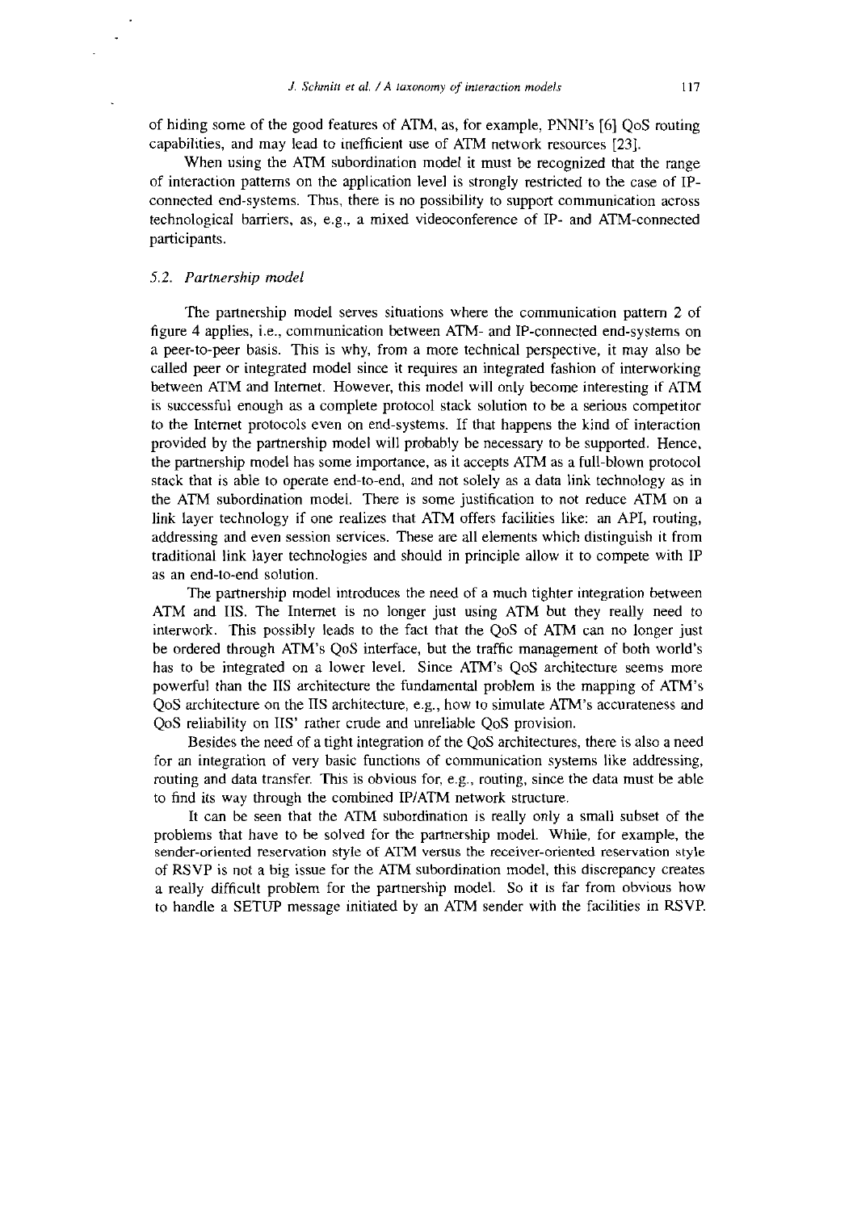of hiding some of the good features of ATM, as, for example, PNNI's [6] QoS routing capabilities, and may lead to inefficient use of ATM network resources [23].

When using the ATM subordination model it must be recognized that the range of interaction patterns on the application level is strongly restricted to the case of IP-connected end-systems. Thus, there is no possibility to support communication across technological barriers, as, e.g., a mixed videoconference of IP- and ATM-connected participants.

### 5.2. *Partnership model*

The partnership model serves situations where the communication pattern 2 of figure 4 applies, i.e., communication between ATM- and IP-connected end-systems on a peer-to-peer basis. This is why, from a more technical perspective, it may also be called peer or integrated model since it requires an integrated fashion of interworking between ATM and Internet. However, this model will only become interesting if ATM is successful enough as a complete protocol stack solution to be a serious competitor to the Internet protocols even on end-systems. If that happens the kind of interaction provided by the partnership model will probably be necessary to be supported. Hence, the partnership model has some importance, as it accepts ATM as a full-blown protocol stack that is able to operate end-to-end, and not solely as a data link technology as in the ATM subordination model. There is some justification to not reduce ATM on a link layer technology if one realizes that ATM offers facilities like: an API, routing, addressing and even session services. These are all elements which distinguish it from traditional link layer technologies and should in principle allow it to compete with IP as an end-to-end solution.

The partnership model introduces the need of a much tighter integration between ATM and IIS. The Internet is no longer just using ATM but they really need to interwork. This possibly leads to the fact that the QoS of ATM can no longer just be ordered through ATM's QoS interface, but the traffic management of both world's has to be integrated on a lower level. Since ATM's QoS architecture seems more powerful than the IIS architecture the fundamental problem is the mapping of ATM's QoS architecture on the IIS architecture, e.g., how to simulate ATM's accurateness and QoS reliability on IIS' rather crude and unreliable QoS provision.

Besides the need of a tight integration of the QoS architectures, there is also a need for an integration of very basic functions of communication systems like addressing, routing and data transfer. This is obvious for, e.g., routing, since the data must be able to find its way through the combined IP/ATM network structure.

It can be seen that the ATM subordination is really only a small subset of the problems that have to be solved for the partnership model. While, for example, the sender-oriented reservation style of ATM versus the receiver-oriented reservation style of RSVP is not a big issue for the ATM subordination model, this discrepancy creates a really difficult problem for the partnership model. So it is far from obvious how to handle a SETUP message initiated by an ATM sender with the facilities in RSVP.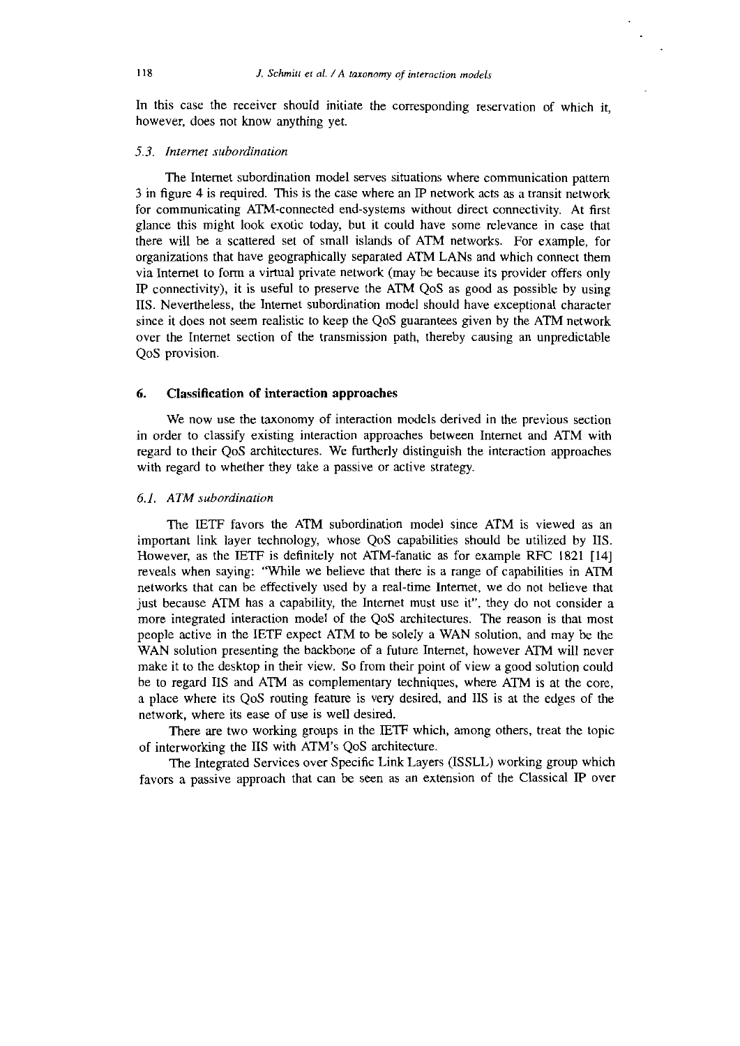In this case the receiver should initiate the corresponding reservation of which it, however, does not know anything yet.

### *5.3. Internet subordination*

The Internet subordination model serves situations where communication pattern 3 in figure 4 is required. This is the case where an IP network acts as a transit network for communicating ATM-connected end-systems without direct connectivity. At first glance this might look exotic today, but it could have some relevance in case that there will be a scattered set of small islands of ATM networks. For example, for organizations that have geographically separated ATM LANs and which connect them via Internet to form a virtual private network (may be because its provider offers only IP connectivity), it is useful to preserve the ATM QoS as good as possible by using IIS. Nevertheless, the Internet subordination model should have exceptional character since it does not seem realistic to keep the QoS guarantees given by the ATM network over the Internet section of the transmission path, thereby causing an unpredictable QoS provision.

## 6. Classification of interaction approaches

We now use the taxonomy of interaction models derived in the previous section in order to classify existing interaction approaches between Internet and ATM with regard to their QoS architectures. We furtherly distinguish the interaction approaches with regard to whether they take a passive or active strategy.

### *6.1. ATM subordination*

The IETF favors the ATM subordination model since ATM is viewed as an important link layer technology, whose QoS capabilities should be utilized by IIS. However, as the IETF is definitely not ATM-fanatic as for example RFC 1821 [14] reveals when saying: "While we believe that there is a range of capabilities in ATM networks that can be effectively used by a real-time Internet, we do not believe that just because ATM has a capability, the Internet must use it", they do not consider a more integrated interaction model of the QoS architectures. The reason is that most people active in the IETF expect ATM to be solely a WAN solution, and may be the WAN solution presenting the backbone of a future Internet, however ATM will never make it to the desktop in their view. So from their point of view a good solution could be to regard IIS and ATM as complementary techniques, where ATM is at the core, a place where its QoS routing feature is very desired, and IIS is at the edges of the network, where its ease of use is well desired.

There are two working groups in the IETF which, among others, treat the topic of interworking the IIS with ATM's QoS architecture.

The Integrated Services over Specific Link Layers (ISSLL) working group which favors a passive approach that can be seen as an extension of the Classical IP over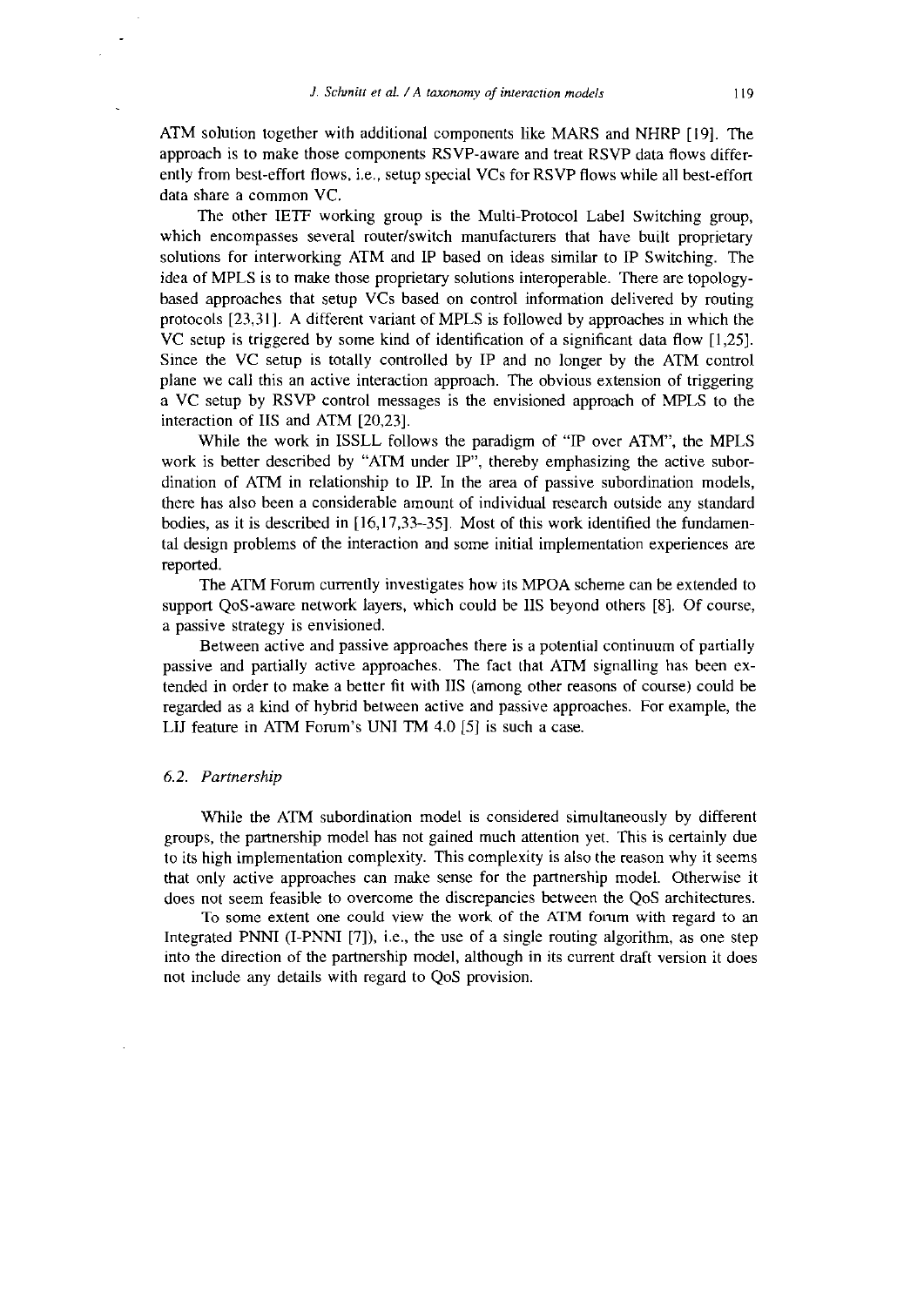ATM solution together with additional components like MARS and NHRP [19]. The approach is to make those components RSVP-aware and treat RSVP data flows differently from best-effort flows, i.e., setup special VCs for RSVP flows while all best-effort data share a common VC.

The other IETF working group is the Multi-Protocol Label Switching group, which encompasses several router/switch manufacturers that have built proprietary solutions for interworking ATM and IP based on ideas similar to IP Switching. The idea of MPLS is to make those proprietary solutions interoperable. There are topology-based approaches that setup VCs based on control information delivered by routing protocols [23,31]. A different variant of MPLS is followed by approaches in which the VC setup is triggered by some kind of identification of a significant data flow [1,25]. Since the VC setup is totally controlled by IP and no longer by the ATM control plane we call this an active interaction approach. The obvious extension of triggering a VC setup by RSVP control messages is the envisioned approach of MPLS to the interaction of IIS and ATM [20,23].

While the work in ISSLL follows the paradigm of "IP over ATM", the MPLS work is better described by "ATM under IP", thereby emphasizing the active subordination of ATM in relationship to IP. In the area of passive subordination models, there has also been a considerable amount of individual research outside any standard bodies, as it is described in [16,17,33–35]. Most of this work identified the fundamental design problems of the interaction and some initial implementation experiences are reported.

The ATM Forum currently investigates how its MPOA scheme can be extended to support QoS-aware network layers, which could be IIS beyond others [8]. Of course, a passive strategy is envisioned.

Between active and passive approaches there is a potential continuum of partially passive and partially active approaches. The fact that ATM signalling has been extended in order to make a better fit with IIS (among other reasons of course) could be regarded as a kind of hybrid between active and passive approaches. For example, the LIJ feature in ATM Forum's UNI TM 4.0 [5] is such a case.

### *6.2. Partnership*

While the ATM subordination model is considered simultaneously by different groups, the partnership model has not gained much attention yet. This is certainly due to its high implementation complexity. This complexity is also the reason why it seems that only active approaches can make sense for the partnership model. Otherwise it does not seem feasible to overcome the discrepancies between the QoS architectures.

To some extent one could view the work of the ATM forum with regard to an Integrated PNNI (I-PNNI [7]), i.e., the use of a single routing algorithm, as one step into the direction of the partnership model, although in its current draft version it does not include any details with regard to QoS provision.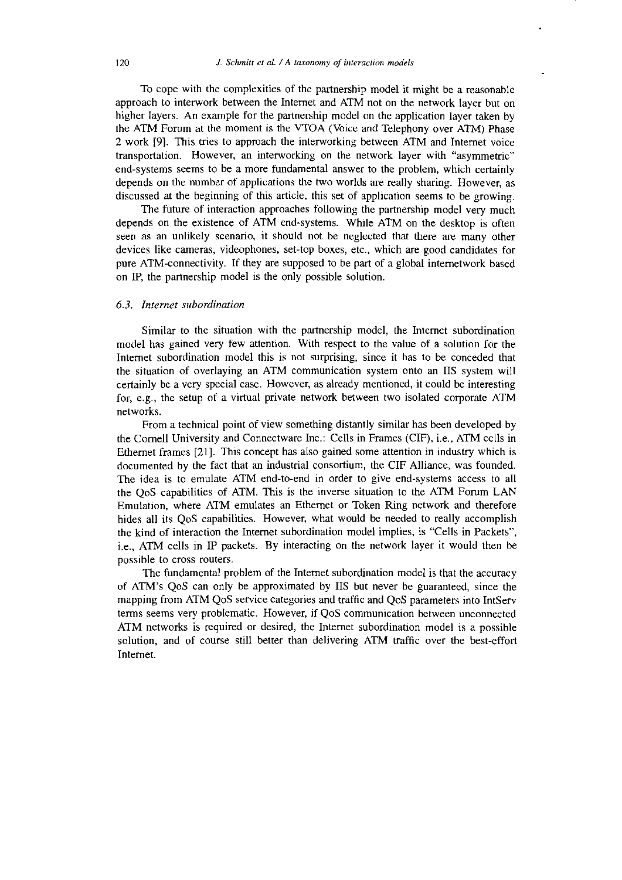To cope with the complexities of the partnership model it might be a reasonable approach to interwork between the Internet and ATM not on the network layer but on higher layers. An example for the partnership model on the application layer taken by the ATM Forum at the moment is the VTOA (Voice and Telephony over ATM) Phase 2 work [9]. This tries to approach the interworking between ATM and Internet voice transportation. However, an interworking on the network layer with "asymmetric" end-systems seems to be a more fundamental answer to the problem, which certainly depends on the number of applications the two worlds are really sharing. However, as discussed at the beginning of this article, this set of application seems to be growing.

The future of interaction approaches following the partnership model very much depends on the existence of ATM end-systems. While ATM on the desktop is often seen as an unlikely scenario, it should not be neglected that there are many other devices like cameras, videophones, set-top boxes, etc., which are good candidates for pure ATM-connectivity. If they are supposed to be part of a global internetwork based on IP, the partnership model is the only possible solution.

### *6.3. Internet subordination*

Similar to the situation with the partnership model, the Internet subordination model has gained very few attention. With respect to the value of a solution for the Internet subordination model this is not surprising, since it has to be conceded that the situation of overlaying an ATM communication system onto an IIS system will certainly be a very special case. However, as already mentioned, it could be interesting for, e.g., the setup of a virtual private network between two isolated corporate ATM networks.

From a technical point of view something distantly similar has been developed by the Cornell University and Connectware Inc.: Cells in Frames (CIF), i.e., ATM cells in Ethernet frames [21]. This concept has also gained some attention in industry which is documented by the fact that an industrial consortium, the CIF Alliance, was founded. The idea is to emulate ATM end-to-end in order to give end-systems access to all the QoS capabilities of ATM. This is the inverse situation to the ATM Forum LAN Emulation, where ATM emulates an Ethernet or Token Ring network and therefore hides all its QoS capabilities. However, what would be needed to really accomplish the kind of interaction the Internet subordination model implies, is "Cells in Packets", i.e., ATM cells in IP packets. By interacting on the network layer it would then be possible to cross routers.

The fundamental problem of the Internet subordination model is that the accuracy of ATM's QoS can only be approximated by IIS but never be guaranteed, since the mapping from ATM QoS service categories and traffic and QoS parameters into IntServ terms seems very problematic. However, if QoS communication between unconnected ATM networks is required or desired, the Internet subordination model is a possible solution, and of course still better than delivering ATM traffic over the best-effort Internet.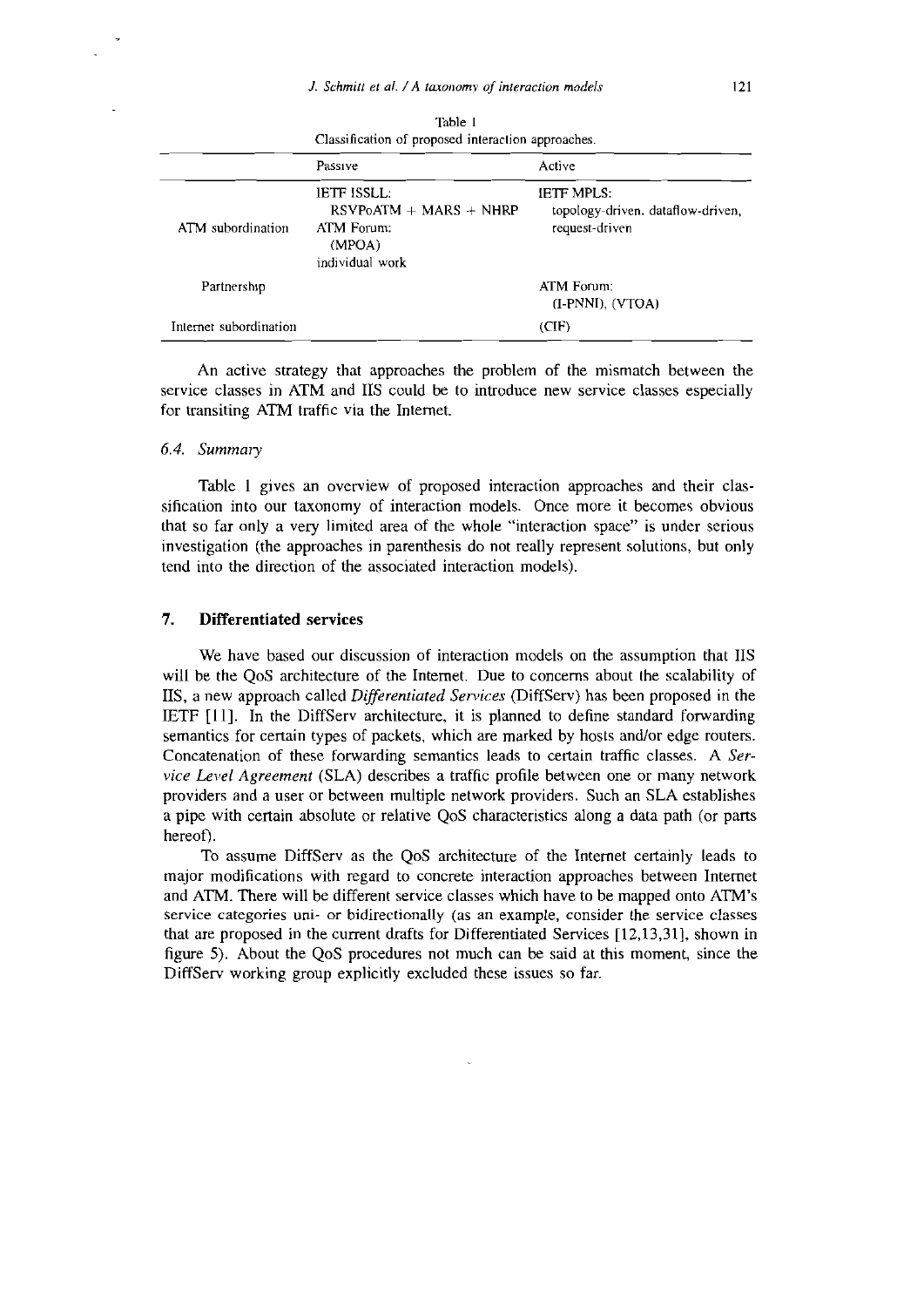Table 1
Classification of proposed interaction approaches.

| | Passive | Active |
|---|---|---|
| ATM subordination | IETF ISSLL: RSVPoATM + MARS + NHRP<br>ATM Forum: (MPOA)<br>individual work | IETF MPLS: topology-driven, dataflow-driven, request-driven |
| Partnership | | ATM Forum: (I-PNNI), (VTOA) |
| Internet subordination | | (CIF) |

An active strategy that approaches the problem of the mismatch between the service classes in ATM and IIS could be to introduce new service classes especially for transiting ATM traffic via the Internet.

### 6.4. *Summary*

Table 1 gives an overview of proposed interaction approaches and their classification into our taxonomy of interaction models. Once more it becomes obvious that so far only a very limited area of the whole "interaction space" is under serious investigation (the approaches in parenthesis do not really represent solutions, but only tend into the direction of the associated interaction models).

## 7. Differentiated services

We have based our discussion of interaction models on the assumption that IIS will be the QoS architecture of the Internet. Due to concerns about the scalability of IIS, a new approach called *Differentiated Services* (DiffServ) has been proposed in the IETF [11]. In the DiffServ architecture, it is planned to define standard forwarding semantics for certain types of packets, which are marked by hosts and/or edge routers. Concatenation of these forwarding semantics leads to certain traffic classes. A *Service Level Agreement* (SLA) describes a traffic profile between one or many network providers and a user or between multiple network providers. Such an SLA establishes a pipe with certain absolute or relative QoS characteristics along a data path (or parts hereof).

To assume DiffServ as the QoS architecture of the Internet certainly leads to major modifications with regard to concrete interaction approaches between Internet and ATM. There will be different service classes which have to be mapped onto ATM's service categories uni- or bidirectionally (as an example, consider the service classes that are proposed in the current drafts for Differentiated Services [12,13,31], shown in figure 5). About the QoS procedures not much can be said at this moment, since the DiffServ working group explicitly excluded these issues so far.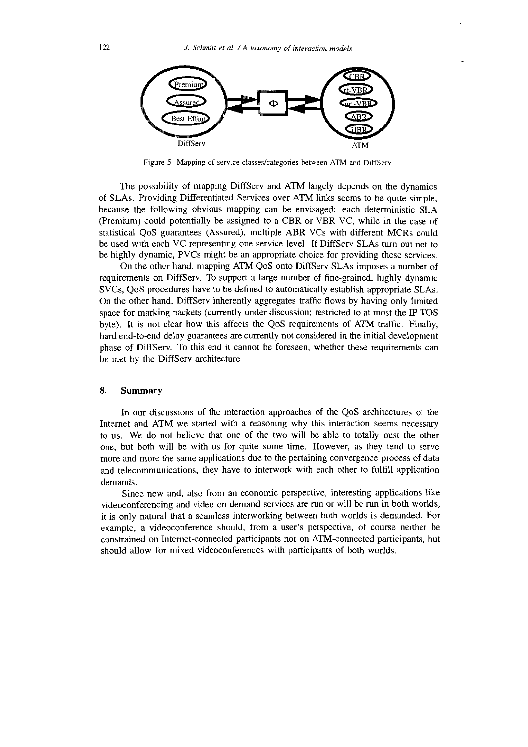Figure 5. Mapping of service classes/categories between ATM and DiffServ.

The possibility of mapping DiffServ and ATM largely depends on the dynamics of SLAs. Providing Differentiated Services over ATM links seems to be quite simple, because the following obvious mapping can be envisaged: each deterministic SLA (Premium) could potentially be assigned to a CBR or VBR VC, while in the case of statistical QoS guarantees (Assured), multiple ABR VCs with different MCRs could be used with each VC representing one service level. If DiffServ SLAs turn out not to be highly dynamic, PVCs might be an appropriate choice for providing these services.

On the other hand, mapping ATM QoS onto DiffServ SLAs imposes a number of requirements on DiffServ. To support a large number of fine-grained, highly dynamic SVCs, QoS procedures have to be defined to automatically establish appropriate SLAs. On the other hand, DiffServ inherently aggregates traffic flows by having only limited space for marking packets (currently under discussion; restricted to at most the IP TOS byte). It is not clear how this affects the QoS requirements of ATM traffic. Finally, hard end-to-end delay guarantees are currently not considered in the initial development phase of DiffServ. To this end it cannot be foreseen, whether these requirements can be met by the DiffServ architecture.

## 8. Summary

In our discussions of the interaction approaches of the QoS architectures of the Internet and ATM we started with a reasoning why this interaction seems necessary to us. We do not believe that one of the two will be able to totally oust the other one, but both will be with us for quite some time. However, as they tend to serve more and more the same applications due to the pertaining convergence process of data and telecommunications, they have to interwork with each other to fulfill application demands.

Since new and, also from an economic perspective, interesting applications like videoconferencing and video-on-demand services are run or will be run in both worlds, it is only natural that a seamless interworking between both worlds is demanded. For example, a videoconference should, from a user's perspective, of course neither be constrained on Internet-connected participants nor on ATM-connected participants, but should allow for mixed videoconferences with participants of both worlds.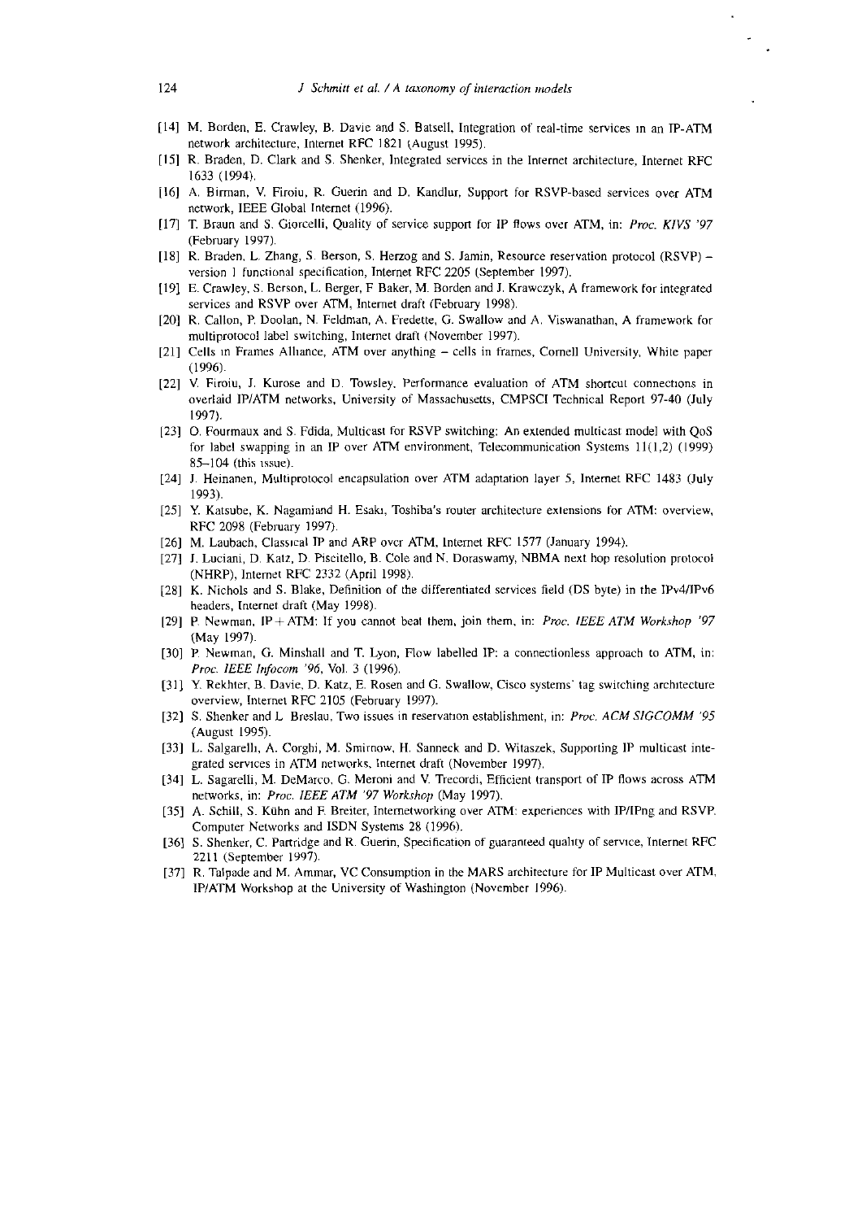[14] M. Borden, E. Crawley, B. Davie and S. Batsell, Integration of real-time services in an IP-ATM network architecture, Internet RFC 1821 (August 1995).

[15] R. Braden, D. Clark and S. Shenker, Integrated services in the Internet architecture, Internet RFC 1633 (1994).

[16] A. Birman, V. Firoiu, R. Guerin and D. Kandlur, Support for RSVP-based services over ATM network, IEEE Global Internet (1996).

[17] T. Braun and S. Giorcelli, Quality of service support for IP flows over ATM, in: *Proc. KIVS '97* (February 1997).

[18] R. Braden, L. Zhang, S. Berson, S. Herzog and S. Jamin, Resource reservation protocol (RSVP) – version 1 functional specification, Internet RFC 2205 (September 1997).

[19] E. Crawley, S. Berson, L. Berger, F Baker, M. Borden and J. Krawczyk, A framework for integrated services and RSVP over ATM, Internet draft (February 1998).

[20] R. Callon, P. Doolan, N. Feldman, A. Fredette, G. Swallow and A. Viswanathan, A framework for multiprotocol label switching, Internet draft (November 1997).

[21] Cells in Frames Alliance, ATM over anything – cells in frames, Cornell University, White paper (1996).

[22] V. Firoiu, J. Kurose and D. Towsley, Performance evaluation of ATM shortcut connections in overlaid IP/ATM networks, University of Massachusetts, CMPSCI Technical Report 97-40 (July 1997).

[23] O. Fourmaux and S. Fdida, Multicast for RSVP switching: An extended multicast model with QoS for label swapping in an IP over ATM environment, Telecommunication Systems 11(1,2) (1999) 85–104 (this issue).

[24] J. Heinanen, Multiprotocol encapsulation over ATM adaptation layer 5, Internet RFC 1483 (July 1993).

[25] Y. Katsube, K. Nagamiand H. Esaki, Toshiba's router architecture extensions for ATM: overview, RFC 2098 (February 1997).

[26] M. Laubach, Classical IP and ARP over ATM, Internet RFC 1577 (January 1994).

[27] J. Luciani, D. Katz, D. Piscitello, B. Cole and N. Doraswamy, NBMA next hop resolution protocol (NHRP), Internet RFC 2332 (April 1998).

[28] K. Nichols and S. Blake, Definition of the differentiated services field (DS byte) in the IPv4/IPv6 headers, Internet draft (May 1998).

[29] P. Newman, IP + ATM: If you cannot beat them, join them, in: *Proc. IEEE ATM Workshop '97* (May 1997).

[30] P. Newman, G. Minshall and T. Lyon, Flow labelled IP: a connectionless approach to ATM, in: *Proc. IEEE Infocom '96*, Vol. 3 (1996).

[31] Y. Rekhter, B. Davie, D. Katz, E. Rosen and G. Swallow, Cisco systems' tag switching architecture overview, Internet RFC 2105 (February 1997).

[32] S. Shenker and L. Breslau, Two issues in reservation establishment, in: *Proc. ACM SIGCOMM '95* (August 1995).

[33] L. Salgarelli, A. Corghi, M. Smirnow, H. Sanneck and D. Witaszek, Supporting IP multicast integrated services in ATM networks, Internet draft (November 1997).

[34] L. Sagarelli, M. DeMarco, G. Meroni and V. Trecordi, Efficient transport of IP flows across ATM networks, in: *Proc. IEEE ATM '97 Workshop* (May 1997).

[35] A. Schill, S. Kühn and F. Breiter, Internetworking over ATM: experiences with IP/IPng and RSVP, Computer Networks and ISDN Systems 28 (1996).

[36] S. Shenker, C. Partridge and R. Guerin, Specification of guaranteed quality of service, Internet RFC 2211 (September 1997).

[37] R. Talpade and M. Ammar, VC Consumption in the MARS architecture for IP Multicast over ATM, IP/ATM Workshop at the University of Washington (November 1996).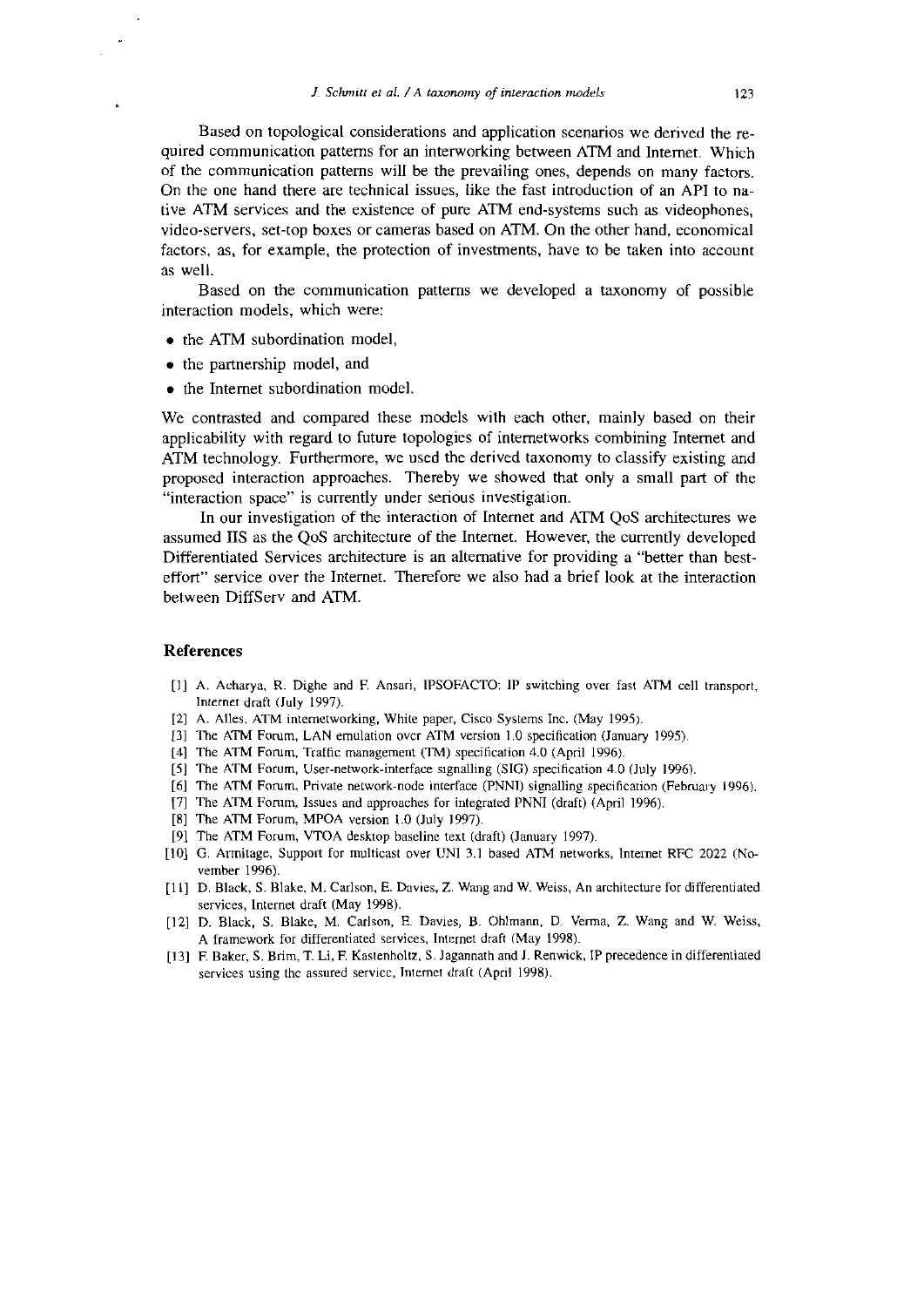Based on topological considerations and application scenarios we derived the required communication patterns for an interworking between ATM and Internet. Which of the communication patterns will be the prevailing ones, depends on many factors. On the one hand there are technical issues, like the fast introduction of an API to native ATM services and the existence of pure ATM end-systems such as videophones, video-servers, set-top boxes or cameras based on ATM. On the other hand, economical factors, as, for example, the protection of investments, have to be taken into account as well.

Based on the communication patterns we developed a taxonomy of possible interaction models, which were:

- the ATM subordination model,
- the partnership model, and
- the Internet subordination model.

We contrasted and compared these models with each other, mainly based on their applicability with regard to future topologies of internetworks combining Internet and ATM technology. Furthermore, we used the derived taxonomy to classify existing and proposed interaction approaches. Thereby we showed that only a small part of the "interaction space" is currently under serious investigation.

In our investigation of the interaction of Internet and ATM QoS architectures we assumed IIS as the QoS architecture of the Internet. However, the currently developed Differentiated Services architecture is an alternative for providing a "better than best-effort" service over the Internet. Therefore we also had a brief look at the interaction between DiffServ and ATM.

## References

[1] A. Acharya, R. Dighe and F. Ansari, IPSOFACTO: IP switching over fast ATM cell transport, Internet draft (July 1997).

[2] A. Alles, ATM internetworking, White paper, Cisco Systems Inc. (May 1995).

[3] The ATM Forum, LAN emulation over ATM version 1.0 specification (January 1995).

[4] The ATM Forum, Traffic management (TM) specification 4.0 (April 1996).

[5] The ATM Forum, User-network-interface signalling (SIG) specification 4.0 (July 1996).

[6] The ATM Forum, Private network-node interface (PNNI) signalling specification (February 1996).

[7] The ATM Forum, Issues and approaches for integrated PNNI (draft) (April 1996).

[8] The ATM Forum, MPOA version 1.0 (July 1997).

[9] The ATM Forum, VTOA desktop baseline text (draft) (January 1997).

[10] G. Armitage, Support for multicast over UNI 3.1 based ATM networks, Internet RFC 2022 (November 1996).

[11] D. Black, S. Blake, M. Carlson, E. Davies, Z. Wang and W. Weiss, An architecture for differentiated services, Internet draft (May 1998).

[12] D. Black, S. Blake, M. Carlson, E. Davies, B. Ohlmann, D. Verma, Z. Wang and W. Weiss, A framework for differentiated services, Internet draft (May 1998).

[13] F. Baker, S. Brim, T. Li, F. Kastenholtz, S. Jagannath and J. Renwick, IP precedence in differentiated services using the assured service, Internet draft (April 1998).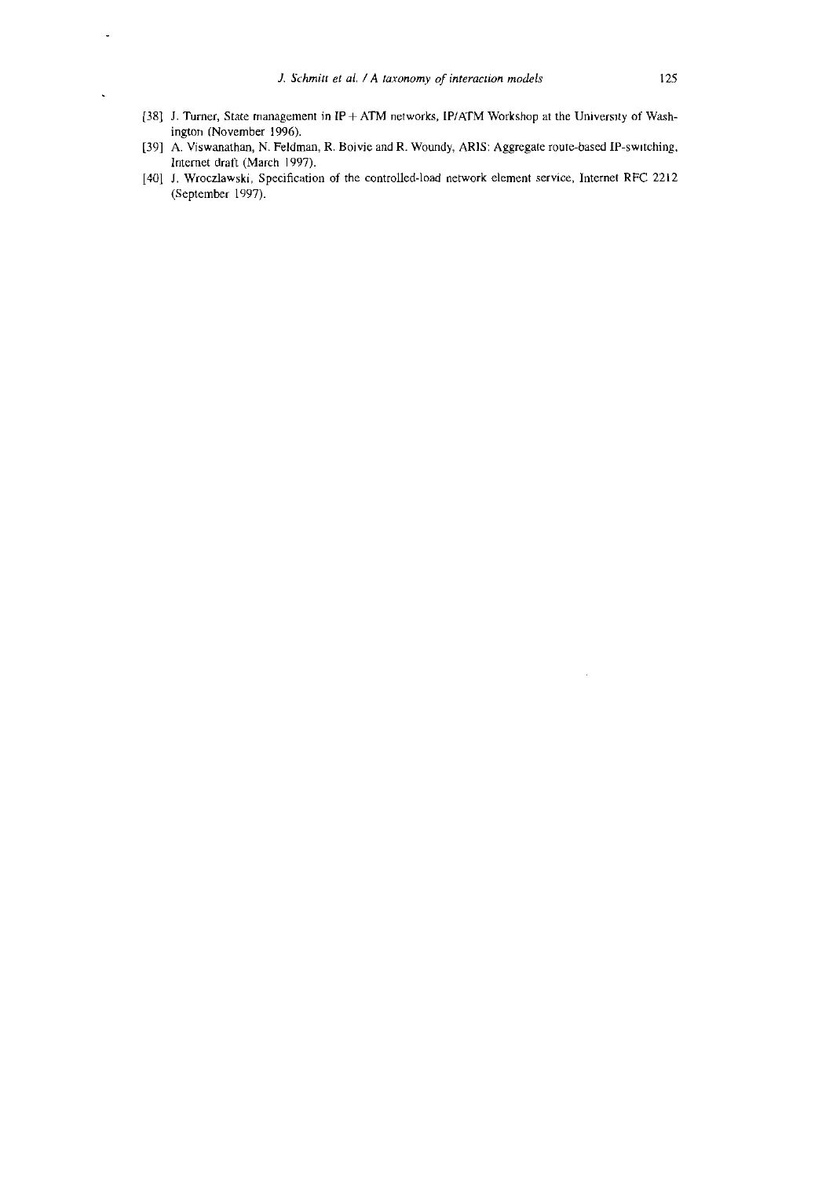[38] J. Turner, State management in IP + ATM networks, IP/ATM Workshop at the University of Washington (November 1996).

[39] A. Viswanathan, N. Feldman, R. Boivie and R. Woundy, ARIS: Aggregate route-based IP-switching, Internet draft (March 1997).

[40] J. Wroczlawski, Specification of the controlled-load network element service, Internet RFC 2212 (September 1997).